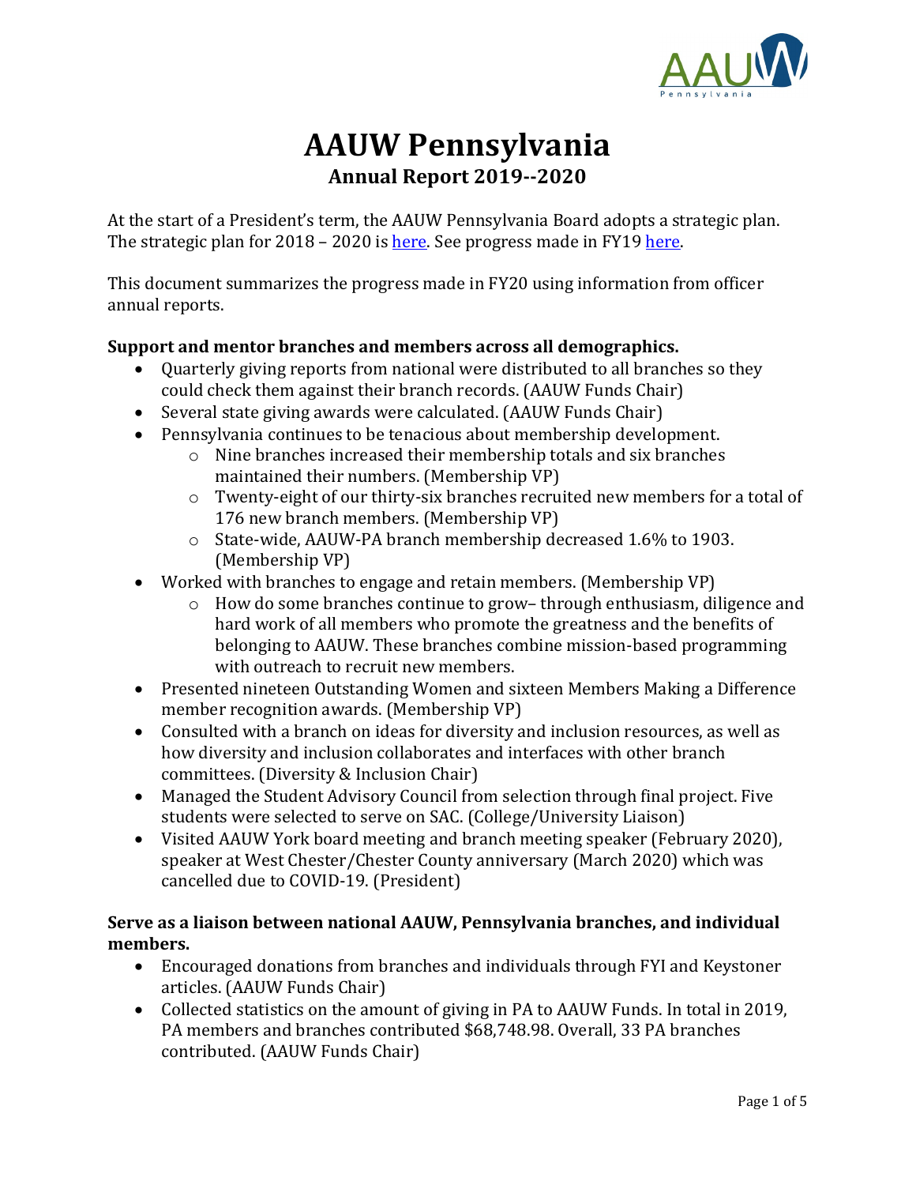# AAUW Pennsylvania

## Annual Report 2019--2020

At the start of a President's term, the AAUW Pennsylvania Board adopts a strategic plan. The strategic plan for 2018 – 2020 is here. See progress made in FY19 here.

This document summarizes the progress made in FY20 using information from officer annual reports.

**Support and mentor branches and members across all demographics.**

- Quarterly giving reports from national were distributed to all branches so they could check them against their branch records. (AAUW Funds Chair)
- Several state giving awards were calculated. (AAUW Funds Chair)
- Pennsylvania continues to be tenacious about membership development.
  - Nine branches increased their membership totals and six branches maintained their numbers. (Membership VP)
  - Twenty-eight of our thirty-six branches recruited new members for a total of 176 new branch members. (Membership VP)
  - State-wide, AAUW-PA branch membership decreased 1.6% to 1903. (Membership VP)
- Worked with branches to engage and retain members. (Membership VP)
  - How do some branches continue to grow– through enthusiasm, diligence and hard work of all members who promote the greatness and the benefits of belonging to AAUW. These branches combine mission-based programming with outreach to recruit new members.
- Presented nineteen Outstanding Women and sixteen Members Making a Difference member recognition awards. (Membership VP)
- Consulted with a branch on ideas for diversity and inclusion resources, as well as how diversity and inclusion collaborates and interfaces with other branch committees. (Diversity & Inclusion Chair)
- Managed the Student Advisory Council from selection through final project. Five students were selected to serve on SAC. (College/University Liaison)
- Visited AAUW York board meeting and branch meeting speaker (February 2020), speaker at West Chester/Chester County anniversary (March 2020) which was cancelled due to COVID-19. (President)

**Serve as a liaison between national AAUW, Pennsylvania branches, and individual members.**

- Encouraged donations from branches and individuals through FYI and Keystoner articles. (AAUW Funds Chair)
- Collected statistics on the amount of giving in PA to AAUW Funds. In total in 2019, PA members and branches contributed $68,748.98. Overall, 33 PA branches contributed. (AAUW Funds Chair)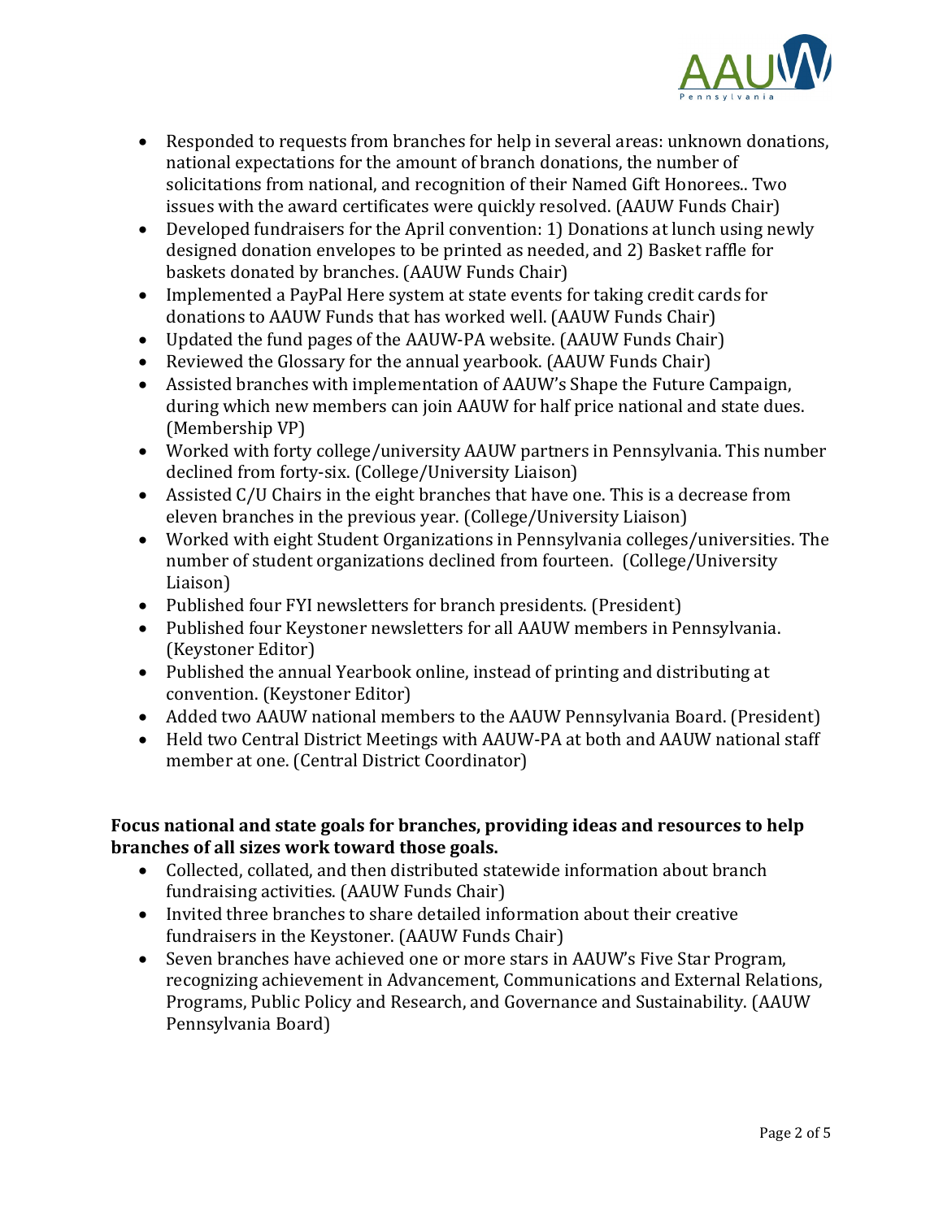- Responded to requests from branches for help in several areas: unknown donations, national expectations for the amount of branch donations, the number of solicitations from national, and recognition of their Named Gift Honorees.. Two issues with the award certificates were quickly resolved. (AAUW Funds Chair)
- Developed fundraisers for the April convention: 1) Donations at lunch using newly designed donation envelopes to be printed as needed, and 2) Basket raffle for baskets donated by branches. (AAUW Funds Chair)
- Implemented a PayPal Here system at state events for taking credit cards for donations to AAUW Funds that has worked well. (AAUW Funds Chair)
- Updated the fund pages of the AAUW-PA website. (AAUW Funds Chair)
- Reviewed the Glossary for the annual yearbook. (AAUW Funds Chair)
- Assisted branches with implementation of AAUW's Shape the Future Campaign, during which new members can join AAUW for half price national and state dues. (Membership VP)
- Worked with forty college/university AAUW partners in Pennsylvania. This number declined from forty-six. (College/University Liaison)
- Assisted C/U Chairs in the eight branches that have one. This is a decrease from eleven branches in the previous year. (College/University Liaison)
- Worked with eight Student Organizations in Pennsylvania colleges/universities. The number of student organizations declined from fourteen. (College/University Liaison)
- Published four FYI newsletters for branch presidents. (President)
- Published four Keystoner newsletters for all AAUW members in Pennsylvania. (Keystoner Editor)
- Published the annual Yearbook online, instead of printing and distributing at convention. (Keystoner Editor)
- Added two AAUW national members to the AAUW Pennsylvania Board. (President)
- Held two Central District Meetings with AAUW-PA at both and AAUW national staff member at one. (Central District Coordinator)

**Focus national and state goals for branches, providing ideas and resources to help branches of all sizes work toward those goals.**

- Collected, collated, and then distributed statewide information about branch fundraising activities. (AAUW Funds Chair)
- Invited three branches to share detailed information about their creative fundraisers in the Keystoner. (AAUW Funds Chair)
- Seven branches have achieved one or more stars in AAUW's Five Star Program, recognizing achievement in Advancement, Communications and External Relations, Programs, Public Policy and Research, and Governance and Sustainability. (AAUW Pennsylvania Board)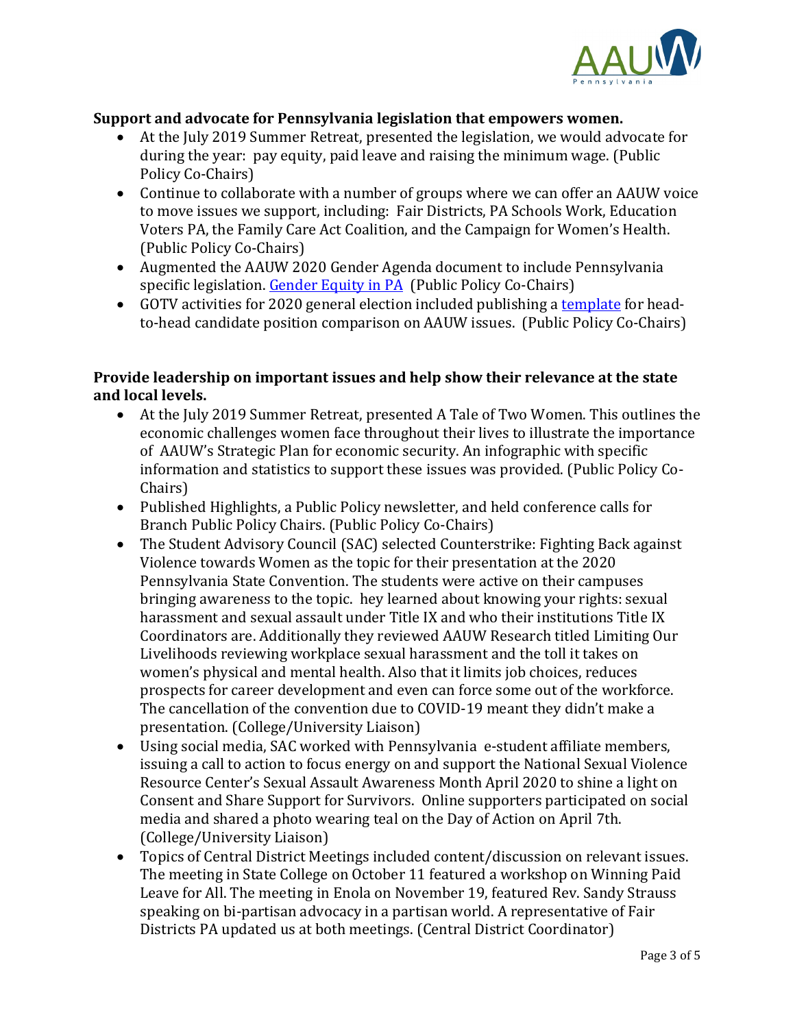**Support and advocate for Pennsylvania legislation that empowers women.**

- At the July 2019 Summer Retreat, presented the legislation, we would advocate for during the year: pay equity, paid leave and raising the minimum wage. (Public Policy Co-Chairs)
- Continue to collaborate with a number of groups where we can offer an AAUW voice to move issues we support, including: Fair Districts, PA Schools Work, Education Voters PA, the Family Care Act Coalition, and the Campaign for Women's Health. (Public Policy Co-Chairs)
- Augmented the AAUW 2020 Gender Agenda document to include Pennsylvania specific legislation. Gender Equity in PA (Public Policy Co-Chairs)
- GOTV activities for 2020 general election included publishing a template for head-to-head candidate position comparison on AAUW issues. (Public Policy Co-Chairs)

**Provide leadership on important issues and help show their relevance at the state and local levels.**

- At the July 2019 Summer Retreat, presented A Tale of Two Women. This outlines the economic challenges women face throughout their lives to illustrate the importance of AAUW's Strategic Plan for economic security. An infographic with specific information and statistics to support these issues was provided. (Public Policy Co-Chairs)
- Published Highlights, a Public Policy newsletter, and held conference calls for Branch Public Policy Chairs. (Public Policy Co-Chairs)
- The Student Advisory Council (SAC) selected Counterstrike: Fighting Back against Violence towards Women as the topic for their presentation at the 2020 Pennsylvania State Convention. The students were active on their campuses bringing awareness to the topic. hey learned about knowing your rights: sexual harassment and sexual assault under Title IX and who their institutions Title IX Coordinators are. Additionally they reviewed AAUW Research titled Limiting Our Livelihoods reviewing workplace sexual harassment and the toll it takes on women's physical and mental health. Also that it limits job choices, reduces prospects for career development and even can force some out of the workforce. The cancellation of the convention due to COVID-19 meant they didn't make a presentation. (College/University Liaison)
- Using social media, SAC worked with Pennsylvania e-student affiliate members, issuing a call to action to focus energy on and support the National Sexual Violence Resource Center's Sexual Assault Awareness Month April 2020 to shine a light on Consent and Share Support for Survivors. Online supporters participated on social media and shared a photo wearing teal on the Day of Action on April 7th. (College/University Liaison)
- Topics of Central District Meetings included content/discussion on relevant issues. The meeting in State College on October 11 featured a workshop on Winning Paid Leave for All. The meeting in Enola on November 19, featured Rev. Sandy Strauss speaking on bi-partisan advocacy in a partisan world. A representative of Fair Districts PA updated us at both meetings. (Central District Coordinator)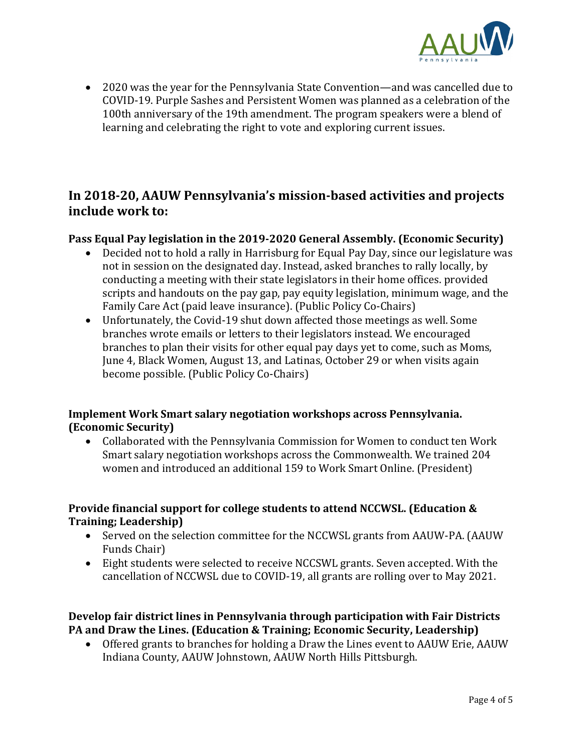- 2020 was the year for the Pennsylvania State Convention—and was cancelled due to COVID-19. Purple Sashes and Persistent Women was planned as a celebration of the 100th anniversary of the 19th amendment. The program speakers were a blend of learning and celebrating the right to vote and exploring current issues.

## In 2018-20, AAUW Pennsylvania's mission-based activities and projects include work to:

**Pass Equal Pay legislation in the 2019-2020 General Assembly. (Economic Security)**

- Decided not to hold a rally in Harrisburg for Equal Pay Day, since our legislature was not in session on the designated day. Instead, asked branches to rally locally, by conducting a meeting with their state legislators in their home offices. provided scripts and handouts on the pay gap, pay equity legislation, minimum wage, and the Family Care Act (paid leave insurance). (Public Policy Co-Chairs)
- Unfortunately, the Covid-19 shut down affected those meetings as well. Some branches wrote emails or letters to their legislators instead. We encouraged branches to plan their visits for other equal pay days yet to come, such as Moms, June 4, Black Women, August 13, and Latinas, October 29 or when visits again become possible. (Public Policy Co-Chairs)

**Implement Work Smart salary negotiation workshops across Pennsylvania. (Economic Security)**

- Collaborated with the Pennsylvania Commission for Women to conduct ten Work Smart salary negotiation workshops across the Commonwealth. We trained 204 women and introduced an additional 159 to Work Smart Online. (President)

**Provide financial support for college students to attend NCCWSL. (Education & Training; Leadership)**

- Served on the selection committee for the NCCWSL grants from AAUW-PA. (AAUW Funds Chair)
- Eight students were selected to receive NCCSWL grants. Seven accepted. With the cancellation of NCCWSL due to COVID-19, all grants are rolling over to May 2021.

**Develop fair district lines in Pennsylvania through participation with Fair Districts PA and Draw the Lines. (Education & Training; Economic Security, Leadership)**

- Offered grants to branches for holding a Draw the Lines event to AAUW Erie, AAUW Indiana County, AAUW Johnstown, AAUW North Hills Pittsburgh.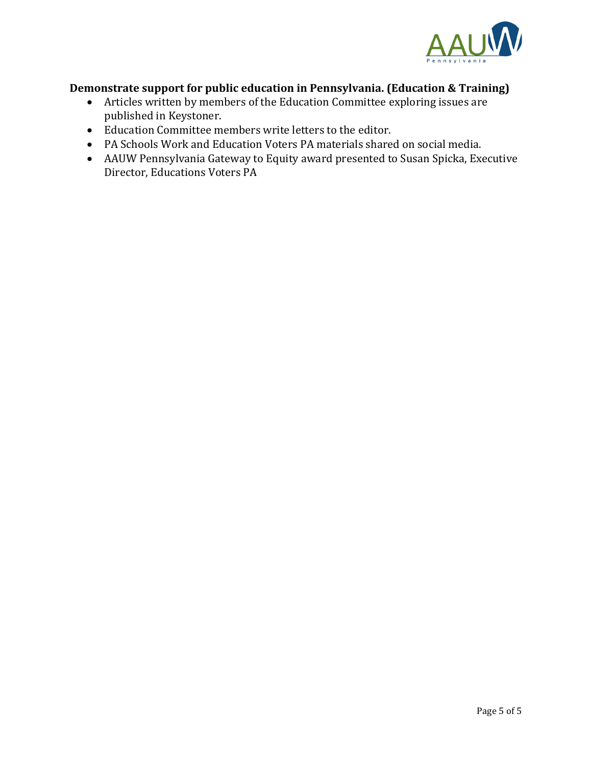**Demonstrate support for public education in Pennsylvania. (Education & Training)**

- Articles written by members of the Education Committee exploring issues are published in Keystoner.
- Education Committee members write letters to the editor.
- PA Schools Work and Education Voters PA materials shared on social media.
- AAUW Pennsylvania Gateway to Equity award presented to Susan Spicka, Executive Director, Educations Voters PA